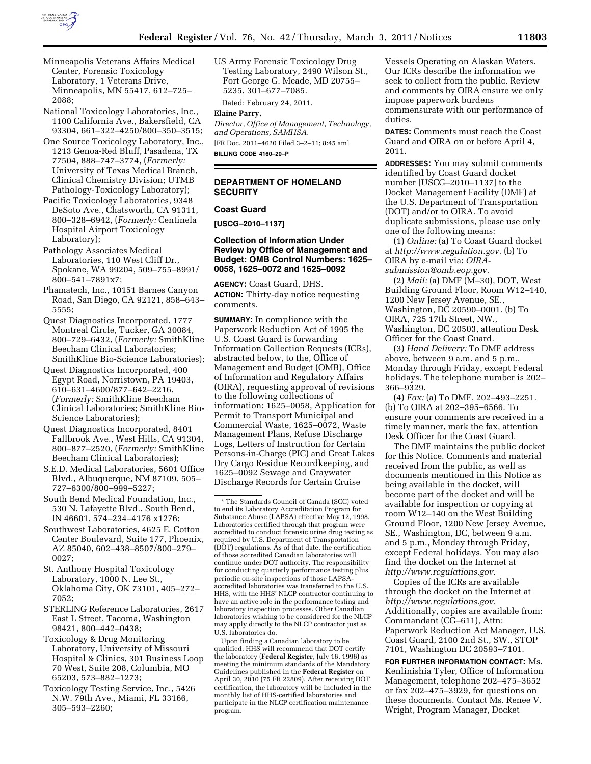Minneapolis Veterans Affairs Medical Center, Forensic Toxicology Laboratory, 1 Veterans Drive, Minneapolis, MN 55417, 612–725–2088;

National Toxicology Laboratories, Inc., 1100 California Ave., Bakersfield, CA 93304, 661–322–4250/800–350–3515;

One Source Toxicology Laboratory, Inc., 1213 Genoa-Red Bluff, Pasadena, TX 77504, 888–747–3774, (*Formerly:* University of Texas Medical Branch, Clinical Chemistry Division; UTMB Pathology-Toxicology Laboratory);

Pacific Toxicology Laboratories, 9348 DeSoto Ave., Chatsworth, CA 91311, 800–328–6942, (*Formerly:* Centinela Hospital Airport Toxicology Laboratory);

Pathology Associates Medical Laboratories, 110 West Cliff Dr., Spokane, WA 99204, 509–755–8991/800–541–7891x7;

Phamatech, Inc., 10151 Barnes Canyon Road, San Diego, CA 92121, 858–643–5555;

Quest Diagnostics Incorporated, 1777 Montreal Circle, Tucker, GA 30084, 800–729–6432, (*Formerly:* SmithKline Beecham Clinical Laboratories; SmithKline Bio-Science Laboratories);

Quest Diagnostics Incorporated, 400 Egypt Road, Norristown, PA 19403, 610–631–4600/877–642–2216, (*Formerly:* SmithKline Beecham Clinical Laboratories; SmithKline Bio-Science Laboratories);

Quest Diagnostics Incorporated, 8401 Fallbrook Ave., West Hills, CA 91304, 800–877–2520, (*Formerly:* SmithKline Beecham Clinical Laboratories);

S.E.D. Medical Laboratories, 5601 Office Blvd., Albuquerque, NM 87109, 505–727–6300/800–999–5227;

South Bend Medical Foundation, Inc., 530 N. Lafayette Blvd., South Bend, IN 46601, 574–234–4176 x1276;

Southwest Laboratories, 4625 E. Cotton Center Boulevard, Suite 177, Phoenix, AZ 85040, 602–438–8507/800–279–0027;

St. Anthony Hospital Toxicology Laboratory, 1000 N. Lee St., Oklahoma City, OK 73101, 405–272–7052;

STERLING Reference Laboratories, 2617 East L Street, Tacoma, Washington 98421, 800–442–0438;

Toxicology & Drug Monitoring Laboratory, University of Missouri Hospital & Clinics, 301 Business Loop 70 West, Suite 208, Columbia, MO 65203, 573–882–1273;

Toxicology Testing Service, Inc., 5426 N.W. 79th Ave., Miami, FL 33166, 305–593–2260;

US Army Forensic Toxicology Drug Testing Laboratory, 2490 Wilson St., Fort George G. Meade, MD 20755–5235, 301–677–7085.

Dated: February 24, 2011.

**Elaine Parry,**

*Director, Office of Management, Technology, and Operations, SAMHSA.*

[FR Doc. 2011–4620 Filed 3–2–11; 8:45 am]

**BILLING CODE 4160–20–P**

\* The Standards Council of Canada (SCC) voted to end its Laboratory Accreditation Program for Substance Abuse (LAPSA) effective May 12, 1998. Laboratories certified through that program were accredited to conduct forensic urine drug testing as required by U.S. Department of Transportation (DOT) regulations. As of that date, the certification of those accredited Canadian laboratories will continue under DOT authority. The responsibility for conducting quarterly performance testing plus periodic on-site inspections of those LAPSA-accredited laboratories was transferred to the U.S. HHS, with the HHS' NLCP contractor continuing to have an active role in the performance testing and laboratory inspection processes. Other Canadian laboratories wishing to be considered for the NLCP may apply directly to the NLCP contractor just as U.S. laboratories do.

Upon finding a Canadian laboratory to be qualified, HHS will recommend that DOT certify the laboratory (**Federal Register**, July 16, 1996) as meeting the minimum standards of the Mandatory Guidelines published in the **Federal Register** on April 30, 2010 (75 FR 22809). After receiving DOT certification, the laboratory will be included in the monthly list of HHS-certified laboratories and participate in the NLCP certification maintenance program.

## DEPARTMENT OF HOMELAND SECURITY

### Coast Guard

**[USCG–2010–1137]**

### Collection of Information Under Review by Office of Management and Budget: OMB Control Numbers: 1625–0058, 1625–0072 and 1625–0092

**AGENCY:** Coast Guard, DHS.

**ACTION:** Thirty-day notice requesting comments.

**SUMMARY:** In compliance with the Paperwork Reduction Act of 1995 the U.S. Coast Guard is forwarding Information Collection Requests (ICRs), abstracted below, to the, Office of Management and Budget (OMB), Office of Information and Regulatory Affairs (OIRA), requesting approval of revisions to the following collections of information: 1625–0058, Application for Permit to Transport Municipal and Commercial Waste, 1625–0072, Waste Management Plans, Refuse Discharge Logs, Letters of Instruction for Certain Persons-in-Charge (PIC) and Great Lakes Dry Cargo Residue Recordkeeping, and 1625–0092 Sewage and Graywater Discharge Records for Certain Cruise Vessels Operating on Alaskan Waters. Our ICRs describe the information we seek to collect from the public. Review and comments by OIRA ensure we only impose paperwork burdens commensurate with our performance of duties.

**DATES:** Comments must reach the Coast Guard and OIRA on or before April 4, 2011.

**ADDRESSES:** You may submit comments identified by Coast Guard docket number [USCG–2010–1137] to the Docket Management Facility (DMF) at the U.S. Department of Transportation (DOT) and/or to OIRA. To avoid duplicate submissions, please use only one of the following means:

(1) *Online:* (a) To Coast Guard docket at *http://www.regulation.gov.* (b) To OIRA by e-mail via: *OIRA-submission@omb.eop.gov.*

(2) *Mail:* (a) DMF (M–30), DOT, West Building Ground Floor, Room W12–140, 1200 New Jersey Avenue, SE., Washington, DC 20590–0001. (b) To OIRA, 725 17th Street, NW., Washington, DC 20503, attention Desk Officer for the Coast Guard.

(3) *Hand Delivery:* To DMF address above, between 9 a.m. and 5 p.m., Monday through Friday, except Federal holidays. The telephone number is 202–366–9329.

(4) *Fax:* (a) To DMF, 202–493–2251. (b) To OIRA at 202–395–6566. To ensure your comments are received in a timely manner, mark the fax, attention Desk Officer for the Coast Guard.

The DMF maintains the public docket for this Notice. Comments and material received from the public, as well as documents mentioned in this Notice as being available in the docket, will become part of the docket and will be available for inspection or copying at room W12–140 on the West Building Ground Floor, 1200 New Jersey Avenue, SE., Washington, DC, between 9 a.m. and 5 p.m., Monday through Friday, except Federal holidays. You may also find the docket on the Internet at *http://www.regulations.gov.*

Copies of the ICRs are available through the docket on the Internet at *http://www.regulations.gov.* Additionally, copies are available from: Commandant (CG–611), Attn: Paperwork Reduction Act Manager, U.S. Coast Guard, 2100 2nd St., SW., STOP 7101, Washington DC 20593–7101.

**FOR FURTHER INFORMATION CONTACT:** Ms. Kenlinishia Tyler, Office of Information Management, telephone 202–475–3652 or fax 202–475–3929, for questions on these documents. Contact Ms. Renee V. Wright, Program Manager, Docket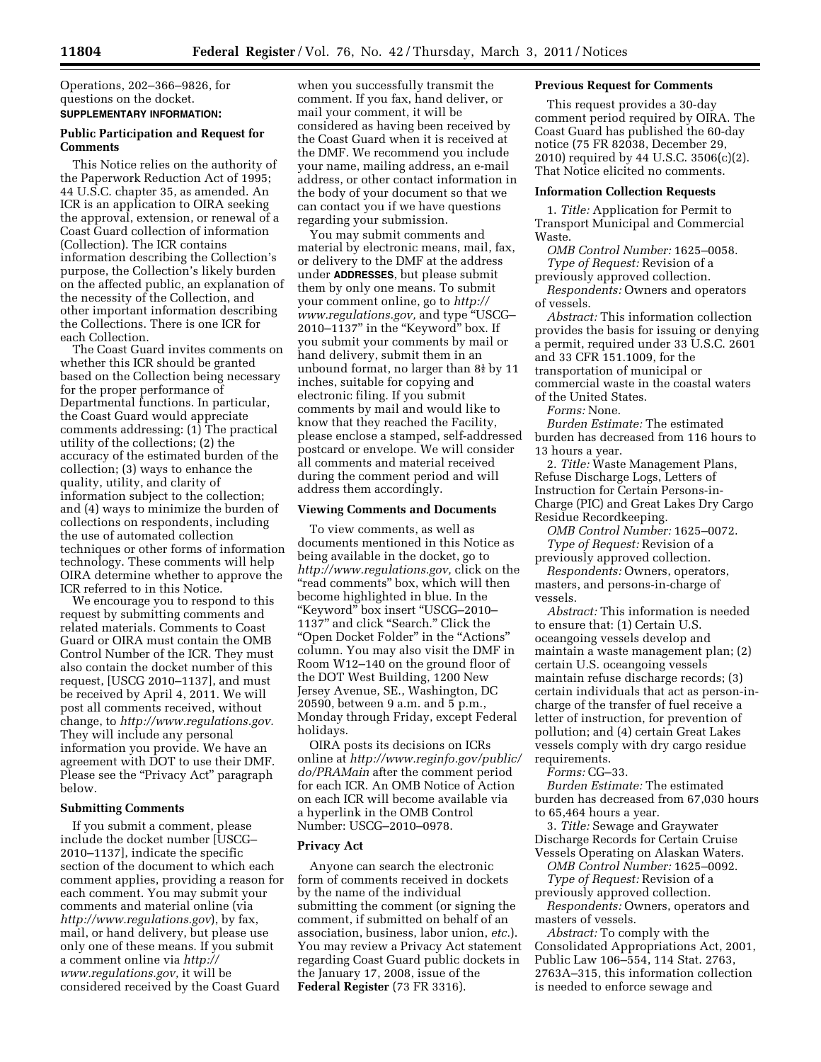Operations, 202–366–9826, for questions on the docket.

**SUPPLEMENTARY INFORMATION:**

**Public Participation and Request for Comments**

This Notice relies on the authority of the Paperwork Reduction Act of 1995; 44 U.S.C. chapter 35, as amended. An ICR is an application to OIRA seeking the approval, extension, or renewal of a Coast Guard collection of information (Collection). The ICR contains information describing the Collection's purpose, the Collection's likely burden on the affected public, an explanation of the necessity of the Collection, and other important information describing the Collections. There is one ICR for each Collection.

The Coast Guard invites comments on whether this ICR should be granted based on the Collection being necessary for the proper performance of Departmental functions. In particular, the Coast Guard would appreciate comments addressing: (1) The practical utility of the collections; (2) the accuracy of the estimated burden of the collection; (3) ways to enhance the quality, utility, and clarity of information subject to the collection; and (4) ways to minimize the burden of collections on respondents, including the use of automated collection techniques or other forms of information technology. These comments will help OIRA determine whether to approve the ICR referred to in this Notice.

We encourage you to respond to this request by submitting comments and related materials. Comments to Coast Guard or OIRA must contain the OMB Control Number of the ICR. They must also contain the docket number of this request, [USCG 2010–1137], and must be received by April 4, 2011. We will post all comments received, without change, to *http://www.regulations.gov.* They will include any personal information you provide. We have an agreement with DOT to use their DMF. Please see the "Privacy Act" paragraph below.

**Submitting Comments**

If you submit a comment, please include the docket number [USCG–2010–1137], indicate the specific section of the document to which each comment applies, providing a reason for each comment. You may submit your comments and material online (via *http://www.regulations.gov*), by fax, mail, or hand delivery, but please use only one of these means. If you submit a comment online via *http://www.regulations.gov,* it will be considered received by the Coast Guard when you successfully transmit the comment. If you fax, hand deliver, or mail your comment, it will be considered as having been received by the Coast Guard when it is received at the DMF. We recommend you include your name, mailing address, an e-mail address, or other contact information in the body of your document so that we can contact you if we have questions regarding your submission.

You may submit comments and material by electronic means, mail, fax, or delivery to the DMF at the address under **ADDRESSES**, but please submit them by only one means. To submit your comment online, go to *http://www.regulations.gov,* and type "USCG–2010–1137" in the "Keyword" box. If you submit your comments by mail or hand delivery, submit them in an unbound format, no larger than 8½ by 11 inches, suitable for copying and electronic filing. If you submit comments by mail and would like to know that they reached the Facility, please enclose a stamped, self-addressed postcard or envelope. We will consider all comments and material received during the comment period and will address them accordingly.

**Viewing Comments and Documents**

To view comments, as well as documents mentioned in this Notice as being available in the docket, go to *http://www.regulations.gov,* click on the "read comments" box, which will then become highlighted in blue. In the "Keyword" box insert "USCG–2010–1137" and click "Search." Click the "Open Docket Folder" in the "Actions" column. You may also visit the DMF in Room W12–140 on the ground floor of the DOT West Building, 1200 New Jersey Avenue, SE., Washington, DC 20590, between 9 a.m. and 5 p.m., Monday through Friday, except Federal holidays.

OIRA posts its decisions on ICRs online at *http://www.reginfo.gov/public/do/PRAMain* after the comment period for each ICR. An OMB Notice of Action on each ICR will become available via a hyperlink in the OMB Control Number: USCG–2010–0978.

**Privacy Act**

Anyone can search the electronic form of comments received in dockets by the name of the individual submitting the comment (or signing the comment, if submitted on behalf of an association, business, labor union, *etc.*). You may review a Privacy Act statement regarding Coast Guard public dockets in the January 17, 2008, issue of the **Federal Register** (73 FR 3316).

**Previous Request for Comments**

This request provides a 30-day comment period required by OIRA. The Coast Guard has published the 60-day notice (75 FR 82038, December 29, 2010) required by 44 U.S.C. 3506(c)(2). That Notice elicited no comments.

**Information Collection Requests**

1. *Title:* Application for Permit to Transport Municipal and Commercial Waste.

*OMB Control Number:* 1625–0058.

*Type of Request:* Revision of a previously approved collection.

*Respondents:* Owners and operators of vessels.

*Abstract:* This information collection provides the basis for issuing or denying a permit, required under 33 U.S.C. 2601 and 33 CFR 151.1009, for the transportation of municipal or commercial waste in the coastal waters of the United States.

*Forms:* None.

*Burden Estimate:* The estimated burden has decreased from 116 hours to 13 hours a year.

2. *Title:* Waste Management Plans, Refuse Discharge Logs, Letters of Instruction for Certain Persons-in-Charge (PIC) and Great Lakes Dry Cargo Residue Recordkeeping.

*OMB Control Number:* 1625–0072.

*Type of Request:* Revision of a previously approved collection.

*Respondents:* Owners, operators, masters, and persons-in-charge of vessels.

*Abstract:* This information is needed to ensure that: (1) Certain U.S. oceangoing vessels develop and maintain a waste management plan; (2) certain U.S. oceangoing vessels maintain refuse discharge records; (3) certain individuals that act as person-in-charge of the transfer of fuel receive a letter of instruction, for prevention of pollution; and (4) certain Great Lakes vessels comply with dry cargo residue requirements.

*Forms:* CG–33.

*Burden Estimate:* The estimated burden has decreased from 67,030 hours to 65,464 hours a year.

3. *Title:* Sewage and Graywater Discharge Records for Certain Cruise Vessels Operating on Alaskan Waters.

*OMB Control Number:* 1625–0092.

*Type of Request:* Revision of a previously approved collection.

*Respondents:* Owners, operators and masters of vessels.

*Abstract:* To comply with the Consolidated Appropriations Act, 2001, Public Law 106–554, 114 Stat. 2763, 2763A–315, this information collection is needed to enforce sewage and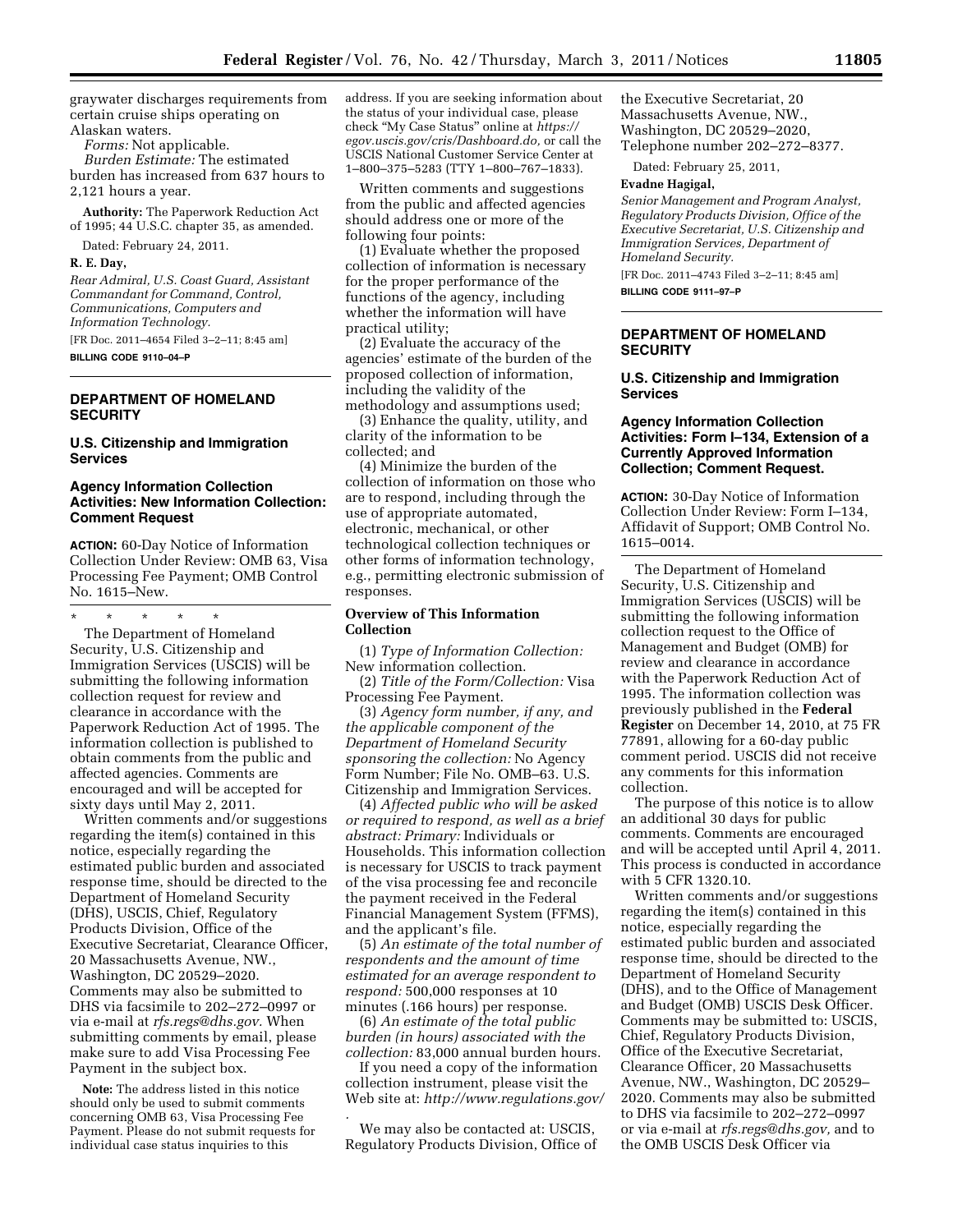graywater discharges requirements from certain cruise ships operating on Alaskan waters.

*Forms:* Not applicable.

*Burden Estimate:* The estimated burden has increased from 637 hours to 2,121 hours a year.

**Authority:** The Paperwork Reduction Act of 1995; 44 U.S.C. chapter 35, as amended.

Dated: February 24, 2011.

**R. E. Day,**

*Rear Admiral, U.S. Coast Guard, Assistant Commandant for Command, Control, Communications, Computers and Information Technology.*

[FR Doc. 2011–4654 Filed 3–2–11; 8:45 am]

**BILLING CODE 9110–04–P**

---

## DEPARTMENT OF HOMELAND SECURITY

### U.S. Citizenship and Immigration Services

### Agency Information Collection Activities: New Information Collection: Comment Request

**ACTION:** 60-Day Notice of Information Collection Under Review: OMB 63, Visa Processing Fee Payment; OMB Control No. 1615–New.

\* \* \* \* \*

The Department of Homeland Security, U.S. Citizenship and Immigration Services (USCIS) will be submitting the following information collection request for review and clearance in accordance with the Paperwork Reduction Act of 1995. The information collection is published to obtain comments from the public and affected agencies. Comments are encouraged and will be accepted for sixty days until May 2, 2011.

Written comments and/or suggestions regarding the item(s) contained in this notice, especially regarding the estimated public burden and associated response time, should be directed to the Department of Homeland Security (DHS), USCIS, Chief, Regulatory Products Division, Office of the Executive Secretariat, Clearance Officer, 20 Massachusetts Avenue, NW., Washington, DC 20529–2020. Comments may also be submitted to DHS via facsimile to 202–272–0997 or via e-mail at *rfs.regs@dhs.gov.* When submitting comments by email, please make sure to add Visa Processing Fee Payment in the subject box.

**Note:** The address listed in this notice should only be used to submit comments concerning OMB 63, Visa Processing Fee Payment. Please do not submit requests for individual case status inquiries to this address. If you are seeking information about the status of your individual case, please check "My Case Status" online at *https://egov.uscis.gov/cris/Dashboard.do,* or call the USCIS National Customer Service Center at 1–800–375–5283 (TTY 1–800–767–1833).

Written comments and suggestions from the public and affected agencies should address one or more of the following four points:

(1) Evaluate whether the proposed collection of information is necessary for the proper performance of the functions of the agency, including whether the information will have practical utility;

(2) Evaluate the accuracy of the agencies' estimate of the burden of the proposed collection of information, including the validity of the methodology and assumptions used;

(3) Enhance the quality, utility, and clarity of the information to be collected; and

(4) Minimize the burden of the collection of information on those who are to respond, including through the use of appropriate automated, electronic, mechanical, or other technological collection techniques or other forms of information technology, e.g., permitting electronic submission of responses.

#### Overview of This Information Collection

(1) *Type of Information Collection:* New information collection.

(2) *Title of the Form/Collection:* Visa Processing Fee Payment.

(3) *Agency form number, if any, and the applicable component of the Department of Homeland Security sponsoring the collection:* No Agency Form Number; File No. OMB–63. U.S. Citizenship and Immigration Services.

(4) *Affected public who will be asked or required to respond, as well as a brief abstract: Primary:* Individuals or Households. This information collection is necessary for USCIS to track payment of the visa processing fee and reconcile the payment received in the Federal Financial Management System (FFMS), and the applicant's file.

(5) *An estimate of the total number of respondents and the amount of time estimated for an average respondent to respond:* 500,000 responses at 10 minutes (.166 hours) per response.

(6) *An estimate of the total public burden (in hours) associated with the collection:* 83,000 annual burden hours.

If you need a copy of the information collection instrument, please visit the Web site at: *http://www.regulations.gov/.*

We may also be contacted at: USCIS, Regulatory Products Division, Office of the Executive Secretariat, 20 Massachusetts Avenue, NW., Washington, DC 20529–2020, Telephone number 202–272–8377.

Dated: February 25, 2011,

**Evadne Hagigal,**

*Senior Management and Program Analyst, Regulatory Products Division, Office of the Executive Secretariat, U.S. Citizenship and Immigration Services, Department of Homeland Security.*

[FR Doc. 2011–4743 Filed 3–2–11; 8:45 am]

**BILLING CODE 9111–97–P**

---

## DEPARTMENT OF HOMELAND SECURITY

### U.S. Citizenship and Immigration Services

### Agency Information Collection Activities: Form I–134, Extension of a Currently Approved Information Collection; Comment Request.

**ACTION:** 30-Day Notice of Information Collection Under Review: Form I–134, Affidavit of Support; OMB Control No. 1615–0014.

The Department of Homeland Security, U.S. Citizenship and Immigration Services (USCIS) will be submitting the following information collection request to the Office of Management and Budget (OMB) for review and clearance in accordance with the Paperwork Reduction Act of 1995. The information collection was previously published in the **Federal Register** on December 14, 2010, at 75 FR 77891, allowing for a 60-day public comment period. USCIS did not receive any comments for this information collection.

The purpose of this notice is to allow an additional 30 days for public comments. Comments are encouraged and will be accepted until April 4, 2011. This process is conducted in accordance with 5 CFR 1320.10.

Written comments and/or suggestions regarding the item(s) contained in this notice, especially regarding the estimated public burden and associated response time, should be directed to the Department of Homeland Security (DHS), and to the Office of Management and Budget (OMB) USCIS Desk Officer. Comments may be submitted to: USCIS, Chief, Regulatory Products Division, Office of the Executive Secretariat, Clearance Officer, 20 Massachusetts Avenue, NW., Washington, DC 20529–2020. Comments may also be submitted to DHS via facsimile to 202–272–0997 or via e-mail at *rfs.regs@dhs.gov,* and to the OMB USCIS Desk Officer via